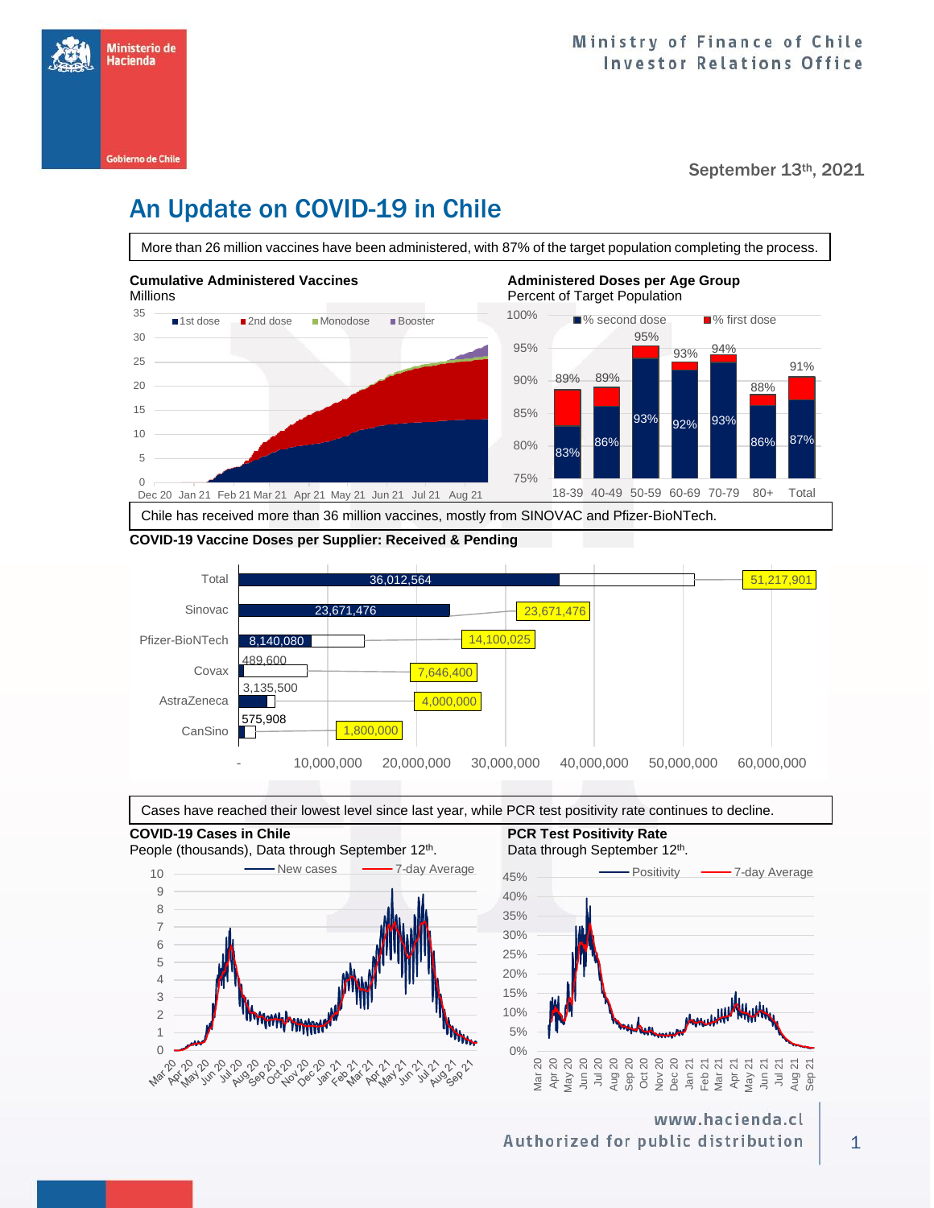Ministerio de Hacienda

Gobierno de Chile

Ministry of Finance of Chile
Investor Relations Office

September 13th, 2021

# An Update on COVID-19 in Chile

More than 26 million vaccines have been administered, with 87% of the target population completing the process.

**Cumulative Administered Vaccines**
Millions

**Administered Doses per Age Group**
Percent of Target Population

| Age Group | % second dose | % first dose (total) |
|---|---|---|
| 18-39 | 83% | 89% |
| 40-49 | 86% | 89% |
| 50-59 | 93% | 95% |
| 60-69 | 92% | 93% |
| 70-79 | 93% | 94% |
| 80+ | 86% | 88% |
| Total | 87% | 91% |

Chile has received more than 36 million vaccines, mostly from SINOVAC and Pfizer-BioNTech.

**COVID-19 Vaccine Doses per Supplier: Received & Pending**

| Supplier | Received | Total (Received & Pending) |
|---|---|---|
| Total | 36,012,564 | 51,217,901 |
| Sinovac | 23,671,476 | 23,671,476 |
| Pfizer-BioNTech | 8,140,080 | 14,100,025 |
| Covax | 489,600 | 7,646,400 |
| AstraZeneca | 3,135,500 | 4,000,000 |
| CanSino | 575,908 | 1,800,000 |

Cases have reached their lowest level since last year, while PCR test positivity rate continues to decline.

**COVID-19 Cases in Chile**
People (thousands), Data through September 12th.

**PCR Test Positivity Rate**
Data through September 12th.

www.hacienda.cl
Authorized for public distribution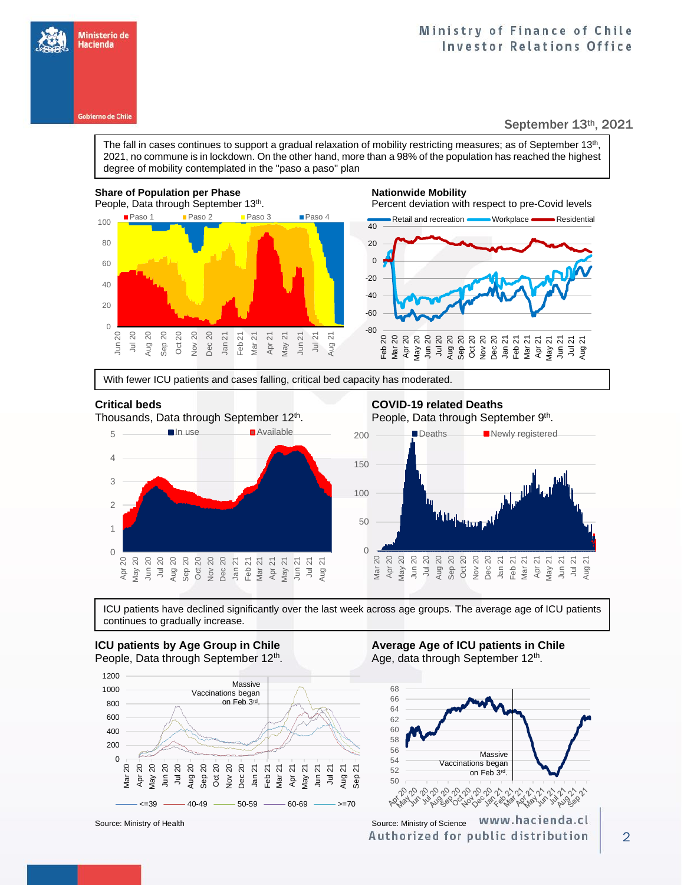Ministerio de Hacienda

Gobierno de Chile

Ministry of Finance of Chile
Investor Relations Office

September 13th, 2021

The fall in cases continues to support a gradual relaxation of mobility restricting measures; as of September 13th, 2021, no commune is in lockdown. On the other hand, more than a 98% of the population has reached the highest degree of mobility contemplated in the "paso a paso" plan

**Share of Population per Phase**
People, Data through September 13th.

Paso 1
Paso 2
Paso 3
Paso 4

100
80
60
40
20
0

Jun 20 Jul 20 Aug 20 Sep 20 Oct 20 Nov 20 Dec 20 Jan 21 Feb 21 Mar 21 Apr 21 May 21 Jun 21 Jul 21 Aug 21

**Nationwide Mobility**
Percent deviation with respect to pre-Covid levels

Retail and recreation
Workplace
Residential

40
20
0
-20
-40
-60
-80

Feb 20 Mar 20 Apr 20 May 20 Jun 20 Jul 20 Aug 20 Sep 20 Oct 20 Nov 20 Dec 20 Jan 21 Feb 21 Mar 21 Apr 21 May 21 Jun 21 Jul 21 Aug 21

With fewer ICU patients and cases falling, critical bed capacity has moderated.

**Critical beds**
Thousands, Data through September 12th.

In use
Available

5
4
3
2
1
0

Apr 20 May 20 Jun 20 Jul 20 Aug 20 Sep 20 Oct 20 Nov 20 Dec 20 Jan 21 Feb 21 Mar 21 Apr 21 May 21 Jun 21 Jul 21 Aug 21

**COVID-19 related Deaths**
People, Data through September 9th.

Deaths
Newly registered

200
150
100
50
0

Mar 20 Apr 20 May 20 Jun 20 Jul 20 Aug 20 Sep 20 Oct 20 Nov 20 Dec 20 Jan 21 Feb 21 Mar 21 Apr 21 May 21 Jun 21 Jul 21 Aug 21

ICU patients have declined significantly over the last week across age groups. The average age of ICU patients continues to gradually increase.

**ICU patients by Age Group in Chile**
People, Data through September 12th.

1200
1000
800
600
400
200
0

Massive Vaccinations began on Feb 3rd.

Mar 20 Apr 20 May 20 Jun 20 Jul 20 Aug 20 Sep 20 Oct 20 Nov 20 Dec 20 Jan 21 Feb 21 Mar 21 Apr 21 May 21 Jun 21 Jul 21 Aug 21 Sep 21

<=39
40-49
50-59
60-69
>=70

**Average Age of ICU patients in Chile**
Age, data through September 12th.

68
66
64
62
60
58
56
54
52
50

Massive Vaccinations began on Feb 3rd.

Apr 20 May 20 Jun 20 Jul 20 Aug 20 Sep 20 Oct 20 Nov 20 Dec 20 Jan 21 Feb 21 Mar 21 Apr 21 May 21 Jun 21 Jul 21 Aug 21 Sep 21

Source: Ministry of Health

Source: Ministry of Science

www.hacienda.cl
Authorized for public distribution